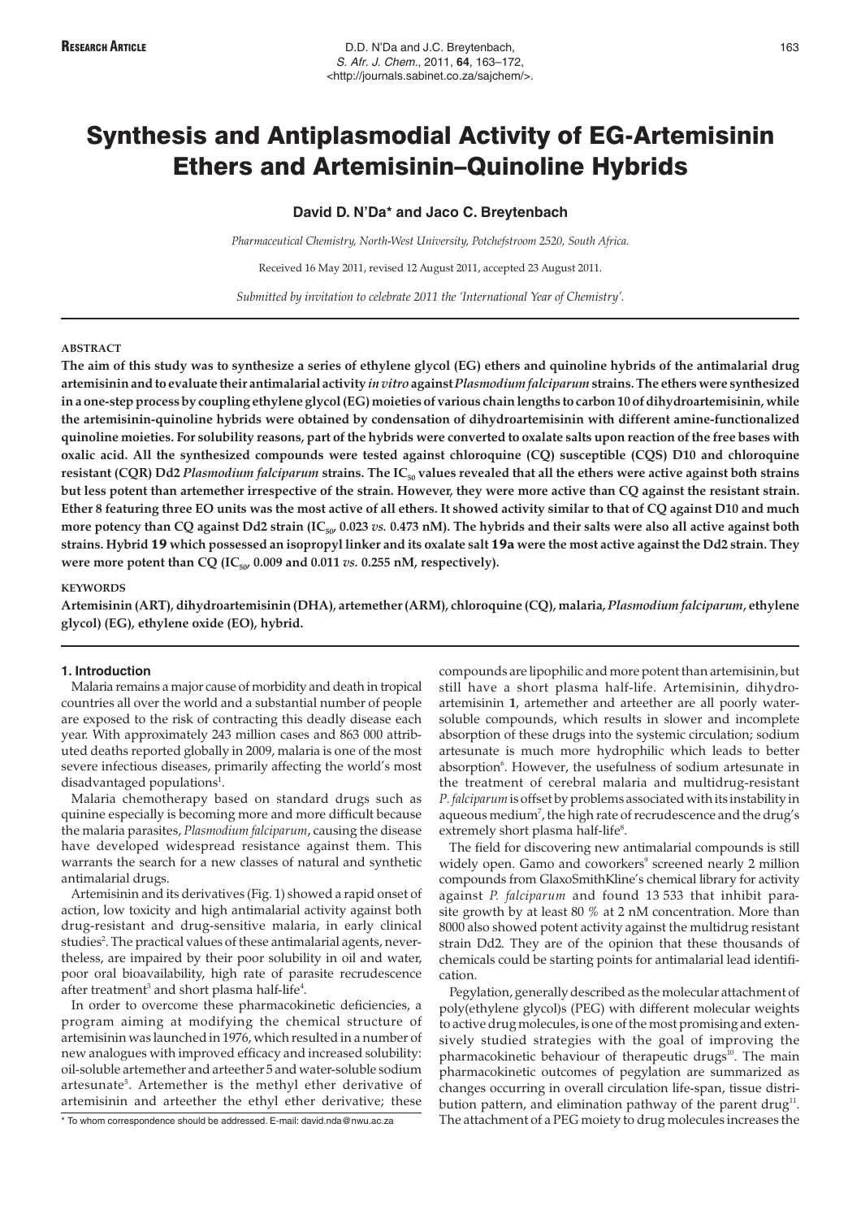# Synthesis and Antiplasmodial Activity of EG-Artemisinin Ethers and Artemisinin–Quinoline Hybrids

**David D. N'Da\* and Jaco C. Breytenbach**

*Pharmaceutical Chemistry, North-West University, Potchefstroom 2520, South Africa.*

*Received 16 May 2011, revised 12 August 2011, accepted 23 August 2011.*

*Submitted by invitation to celebrate 2011 the 'International Year of Chemistry'.*

## ABSTRACT

**The aim of this study was to synthesize a series of ethylene glycol (EG) ethers and quinoline hybrids of the antimalarial drug artemisinin and to evaluate their antimalarial activity *in vitro* against *Plasmodium falciparum* strains. The ethers were synthesized in a one-step process by coupling ethylene glycol (EG) moieties of various chain lengths to carbon 10 of dihydroartemisinin, while the artemisinin-quinoline hybrids were obtained by condensation of dihydroartemisinin with different amine-functionalized quinoline moieties. For solubility reasons, part of the hybrids were converted to oxalate salts upon reaction of the free bases with oxalic acid. All the synthesized compounds were tested against chloroquine (CQ) susceptible (CQS) D10 and chloroquine resistant (CQR) Dd2 *Plasmodium falciparum* strains. The $IC_{50}$ values revealed that all the ethers were active against both strains but less potent than artemether irrespective of the strain. However, they were more active than CQ against the resistant strain. Ether 8 featuring three EO units was the most active of all ethers. It showed activity similar to that of CQ against D10 and much more potency than CQ against Dd2 strain ($IC_{50}$, 0.023 *vs.* 0.473 nM). The hybrids and their salts were also all active against both strains. Hybrid 19 which possessed an isopropyl linker and its oxalate salt 19a were the most active against the Dd2 strain. They were more potent than CQ ($IC_{50}$, 0.009 and 0.011 *vs.* 0.255 nM, respectively).**

## KEYWORDS

**Artemisinin (ART), dihydroartemisinin (DHA), artemether (ARM), chloroquine (CQ), malaria, *Plasmodium falciparum*, ethylene glycol) (EG), ethylene oxide (EO), hybrid.**

## 1. Introduction

Malaria remains a major cause of morbidity and death in tropical countries all over the world and a substantial number of people are exposed to the risk of contracting this deadly disease each year. With approximately 243 million cases and 863 000 attributed deaths reported globally in 2009, malaria is one of the most severe infectious diseases, primarily affecting the world's most disadvantaged populations[1].

Malaria chemotherapy based on standard drugs such as quinine especially is becoming more and more difficult because the malaria parasites, *Plasmodium falciparum*, causing the disease have developed widespread resistance against them. This warrants the search for a new classes of natural and synthetic antimalarial drugs.

Artemisinin and its derivatives (Fig. 1) showed a rapid onset of action, low toxicity and high antimalarial activity against both drug-resistant and drug-sensitive malaria, in early clinical studies[2]. The practical values of these antimalarial agents, nevertheless, are impaired by their poor solubility in oil and water, poor oral bioavailability, high rate of parasite recrudescence after treatment[3] and short plasma half-life[4].

In order to overcome these pharmacokinetic deficiencies, a program aiming at modifying the chemical structure of artemisinin was launched in 1976, which resulted in a number of new analogues with improved efficacy and increased solubility: oil-soluble artemether and arteether 5 and water-soluble sodium artesunate[5]. Artemether is the methyl ether derivative of artemisinin and arteether the ethyl ether derivative; these compounds are lipophilic and more potent than artemisinin, but still have a short plasma half-life. Artemisinin, dihydroartemisinin **1**, artemether and arteether are all poorly water-soluble compounds, which results in slower and incomplete absorption of these drugs into the systemic circulation; sodium artesunate is much more hydrophilic which leads to better absorption[6]. However, the usefulness of sodium artesunate in the treatment of cerebral malaria and multidrug-resistant *P. falciparum* is offset by problems associated with its instability in aqueous medium[7], the high rate of recrudescence and the drug's extremely short plasma half-life[8].

The field for discovering new antimalarial compounds is still widely open. Gamo and coworkers[9] screened nearly 2 million compounds from GlaxoSmithKline's chemical library for activity against *P. falciparum* and found 13 533 that inhibit parasite growth by at least 80 % at 2 nM concentration. More than 8000 also showed potent activity against the multidrug resistant strain Dd2. They are of the opinion that these thousands of chemicals could be starting points for antimalarial lead identification.

Pegylation, generally described as the molecular attachment of poly(ethylene glycol)s (PEG) with different molecular weights to active drug molecules, is one of the most promising and extensively studied strategies with the goal of improving the pharmacokinetic behaviour of therapeutic drugs[10]. The main pharmacokinetic outcomes of pegylation are summarized as changes occurring in overall circulation life-span, tissue distribution pattern, and elimination pathway of the parent drug[11]. The attachment of a PEG moiety to drug molecules increases the

\* To whom correspondence should be addressed. E-mail: david.nda@nwu.ac.za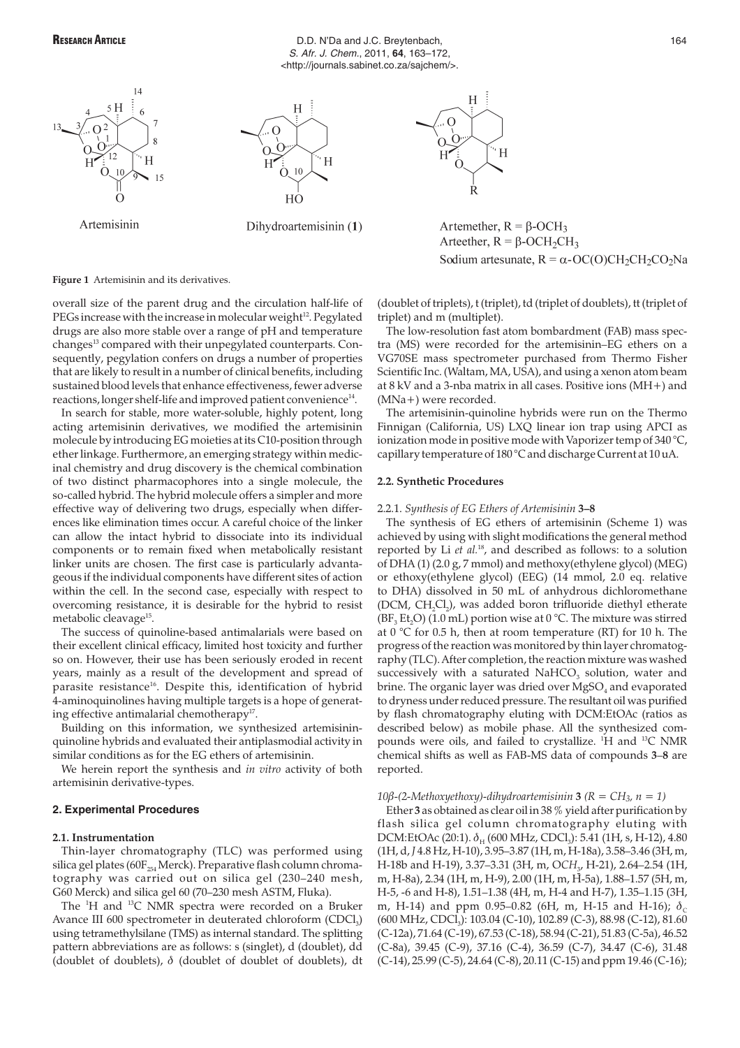Artemisinin

Dihydroartemisinin (**1**)

Artemether, R = β-$OCH_3$
Arteether, R = β-$OCH_2CH_3$
Sodium artesunate, R = α-$OC(O)CH_2CH_2CO_2Na$

**Figure 1** Artemisinin and its derivatives.

overall size of the parent drug and the circulation half-life of PEGs increase with the increase in molecular weight[12]. Pegylated drugs are also more stable over a range of pH and temperature changes[13] compared with their unpegylated counterparts. Consequently, pegylation confers on drugs a number of properties that are likely to result in a number of clinical benefits, including sustained blood levels that enhance effectiveness, fewer adverse reactions, longer shelf-life and improved patient convenience[14].

In search for stable, more water-soluble, highly potent, long acting artemisinin derivatives, we modified the artemisinin molecule by introducing EG moieties at its C10-position through ether linkage. Furthermore, an emerging strategy within medicinal chemistry and drug discovery is the chemical combination of two distinct pharmacophores into a single molecule, the so-called hybrid. The hybrid molecule offers a simpler and more effective way of delivering two drugs, especially when differences like elimination times occur. A careful choice of the linker can allow the intact hybrid to dissociate into its individual components or to remain fixed when metabolically resistant linker units are chosen. The first case is particularly advantageous if the individual components have different sites of action within the cell. In the second case, especially with respect to overcoming resistance, it is desirable for the hybrid to resist metabolic cleavage[15].

The success of quinoline-based antimalarials were based on their excellent clinical efficacy, limited host toxicity and further so on. However, their use has been seriously eroded in recent years, mainly as a result of the development and spread of parasite resistance[16]. Despite this, identification of hybrid 4-aminoquinolines having multiple targets is a hope of generating effective antimalarial chemotherapy[17].

Building on this information, we synthesized artemisinin-quinoline hybrids and evaluated their antiplasmodial activity in similar conditions as for the EG ethers of artemisinin.

We herein report the synthesis and *in vitro* activity of both artemisinin derivative-types.

## 2. Experimental Procedures

### 2.1. Instrumentation

Thin-layer chromatography (TLC) was performed using silica gel plates ($60F_{254}$ Merck). Preparative flash column chromatography was carried out on silica gel (230–240 mesh, G60 Merck) and silica gel 60 (70–230 mesh ASTM, Fluka).

The $^1$H and $^{13}$C NMR spectra were recorded on a Bruker Avance III 600 spectrometer in deuterated chloroform ($CDCl_3$) using tetramethylsilane (TMS) as internal standard. The splitting pattern abbreviations are as follows: s (singlet), d (doublet), dd (doublet of doublets), δ (doublet of doublet of doublets), dt (doublet of triplets), t (triplet), td (triplet of doublets), tt (triplet of triplet) and m (multiplet).

The low-resolution fast atom bombardment (FAB) mass spectra (MS) were recorded for the artemisinin–EG ethers on a VG70SE mass spectrometer purchased from Thermo Fisher Scientific Inc. (Waltam, MA, USA), and using a xenon atom beam at 8 kV and a 3-nba matrix in all cases. Positive ions (MH+) and (MNa+) were recorded.

The artemisinin-quinoline hybrids were run on the Thermo Finnigan (California, US) LXQ linear ion trap using APCI as ionization mode in positive mode with Vaporizer temp of 340 °C, capillary temperature of 180 °C and discharge Current at 10 uA.

### 2.2. Synthetic Procedures

#### 2.2.1. *Synthesis of EG Ethers of Artemisinin* 3–8

The synthesis of EG ethers of artemisinin (Scheme 1) was achieved by using with slight modifications the general method reported by Li *et al.*[18], and described as follows: to a solution of DHA (1) (2.0 g, 7 mmol) and methoxy(ethylene glycol) (MEG) or ethoxy(ethylene glycol) (EEG) (14 mmol, 2.0 eq. relative to DHA) dissolved in 50 mL of anhydrous dichloromethane (DCM, $CH_2Cl_2$), was added boron trifluoride diethyl etherate ($BF_3$ $Et_2O$) (1.0 mL) portion wise at 0 °C. The mixture was stirred at 0 °C for 0.5 h, then at room temperature (RT) for 10 h. The progress of the reaction was monitored by thin layer chromatography (TLC). After completion, the reaction mixture was washed successively with a saturated $NaHCO_3$ solution, water and brine. The organic layer was dried over $MgSO_4$ and evaporated to dryness under reduced pressure. The resultant oil was purified by flash chromatography eluting with DCM:EtOAc (ratios as described below) as mobile phase. All the synthesized compounds were oils, and failed to crystallize. $^1$H and $^{13}$C NMR chemical shifts as well as FAB-MS data of compounds **3**–**8** are reported.

*10β-(2-Methoxyethoxy)-dihydroartemisinin* **3** *(R = $CH_3$, n = 1)*

Ether **3** as obtained as clear oil in 38 % yield after purification by flash silica gel column chromatography eluting with DCM:EtOAc (20:1). $\delta_H$ (600 MHz, $CDCl_3$): 5.41 (1H, s, H-12), 4.80 (1H, d, *J* 4.8 Hz, H-10), 3.95–3.87 (1H, m, H-18a), 3.58–3.46 (3H, m, H-18b and H-19), 3.37–3.31 (3H, m, O$CH_3$, H-21), 2.64–2.54 (1H, m, H-8a), 2.34 (1H, m, H-9), 2.00 (1H, m, H-5a), 1.88–1.57 (5H, m, H-5, -6 and H-8), 1.51–1.38 (4H, m, H-4 and H-7), 1.35–1.15 (3H, m, H-14) and ppm 0.95–0.82 (6H, m, H-15 and H-16); $\delta_C$ (600 MHz, $CDCl_3$): 103.04 (C-10), 102.89 (C-3), 88.98 (C-12), 81.60 (C-12a), 71.64 (C-19), 67.53 (C-18), 58.94 (C-21), 51.83 (C-5a), 46.52 (C-8a), 39.45 (C-9), 37.16 (C-4), 36.59 (C-7), 34.47 (C-6), 31.48 (C-14), 25.99 (C-5), 24.64 (C-8), 20.11 (C-15) and ppm 19.46 (C-16);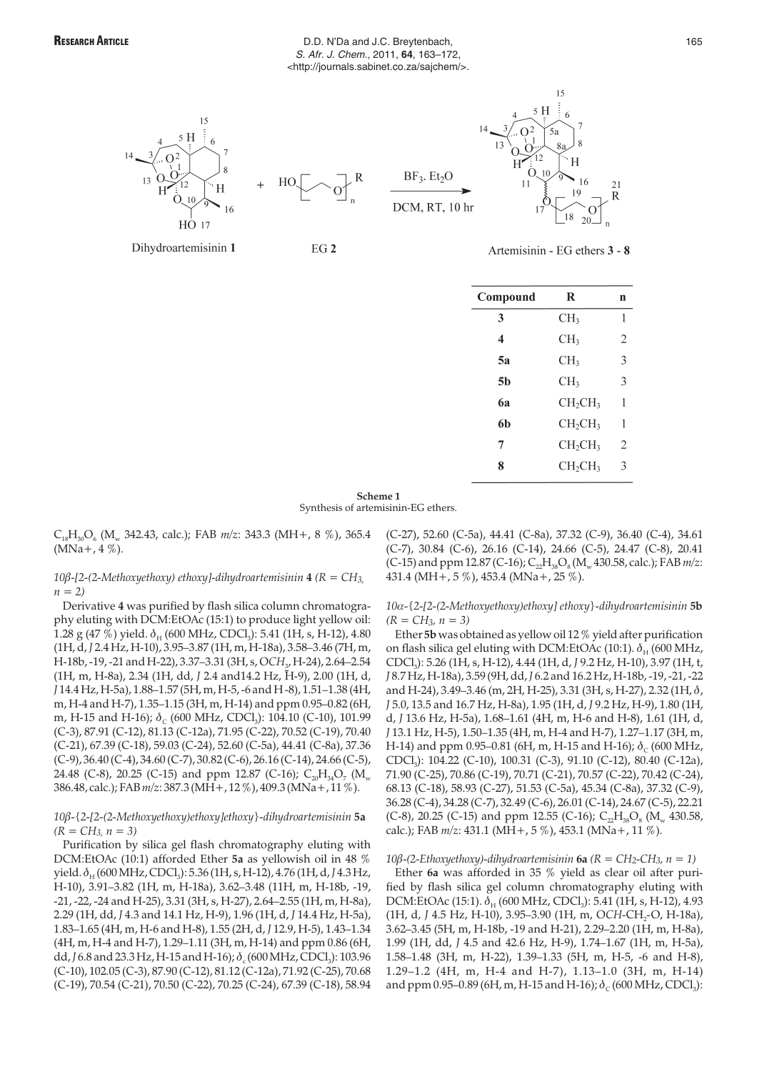| Compound | R | n |
|---|---|---|
| **3** | $CH_3$ | 1 |
| **4** | $CH_3$ | 2 |
| **5a** | $CH_3$ | 3 |
| **5b** | $CH_3$ | 3 |
| **6a** | $CH_2CH_3$ | 1 |
| **6b** | $CH_2CH_3$ | 1 |
| **7** | $CH_2CH_3$ | 2 |
| **8** | $CH_2CH_3$ | 3 |

**Scheme 1**
Synthesis of artemisinin-EG ethers.

$C_{18}H_{30}O_6$ ($M_w$ 342.43, calc.); FAB *m/z*: 343.3 (MH+, 8 %), 365.4 (MNa+, 4 %).

*10β-[2-(2-Methoxyethoxy) ethoxy]-dihydroartemisinin* **4** *(R = $CH_3$, n = 2)*

Derivative **4** was purified by flash silica column chromatography eluting with DCM:EtOAc (15:1) to produce light yellow oil: 1.28 g (47 %) yield. $\delta_H$ (600 MHz, $CDCl_3$): 5.41 (1H, s, H-12), 4.80 (1H, d, *J* 2.4 Hz, H-10), 3.95–3.87 (1H, m, H-18a), 3.58–3.46 (7H, m, H-18b, -19, -21 and H-22), 3.37–3.31 (3H, s, O$CH_3$, H-24), 2.64–2.54 (1H, m, H-8a), 2.34 (1H, dd, *J* 2.4 and14.2 Hz, H-9), 2.00 (1H, d, *J* 14.4 Hz, H-5a), 1.88–1.57 (5H, m, H-5, -6 and H -8), 1.51–1.38 (4H, m, H-4 and H-7), 1.35–1.15 (3H, m, H-14) and ppm 0.95–0.82 (6H, m, H-15 and H-16); $\delta_C$ (600 MHz, $CDCl_3$): 104.10 (C-10), 101.99 (C-3), 87.91 (C-12), 81.13 (C-12a), 71.95 (C-22), 70.52 (C-19), 70.40 (C-21), 67.39 (C-18), 59.03 (C-24), 52.60 (C-5a), 44.41 (C-8a), 37.36 (C-9), 36.40 (C-4), 34.60 (C-7), 30.82 (C-6), 26.16 (C-14), 24.66 (C-5), 24.48 (C-8), 20.25 (C-15) and ppm 12.87 (C-16); $C_{20}H_{34}O_7$ ($M_w$ 386.48, calc.); FAB *m/z*: 387.3 (MH+, 12 %), 409.3 (MNa+, 11 %).

*10β-{2-[2-(2-Methoxyethoxy)ethoxy]ethoxy}-dihydroartemisinin* **5a** *(R = $CH_3$, n = 3)*

Purification by silica gel flash chromatography eluting with DCM:EtOAc (10:1) afforded Ether **5a** as yellowish oil in 48 % yield. $\delta_H$ (600 MHz, $CDCl_3$): 5.36 (1H, s, H-12), 4.76 (1H, d, *J* 4.3 Hz, H-10), 3.91–3.82 (1H, m, H-18a), 3.62–3.48 (11H, m, H-18b, -19, -21, -22, -24 and H-25), 3.31 (3H, s, H-27), 2.64–2.55 (1H, m, H-8a), 2.29 (1H, dd, *J* 4.3 and 14.1 Hz, H-9), 1.96 (1H, d, *J* 14.4 Hz, H-5a), 1.83–1.65 (4H, m, H-6 and H-8), 1.55 (2H, d, *J* 12.9, H-5), 1.43–1.34 (4H, m, H-4 and H-7), 1.29–1.11 (3H, m, H-14) and ppm 0.86 (6H, dd, *J* 6.8 and 23.3 Hz, H-15 and H-16); $\delta_c$ (600 MHz, $CDCl_3$): 103.96 (C-10), 102.05 (C-3), 87.90 (C-12), 81.12 (C-12a), 71.92 (C-25), 70.68 (C-19), 70.54 (C-21), 70.50 (C-22), 70.25 (C-24), 67.39 (C-18), 58.94 (C-27), 52.60 (C-5a), 44.41 (C-8a), 37.32 (C-9), 36.40 (C-4), 34.61 (C-7), 30.84 (C-6), 26.16 (C-14), 24.66 (C-5), 24.47 (C-8), 20.41 (C-15) and ppm 12.87 (C-16); $C_{22}H_{38}O_8$ ($M_w$ 430.58, calc.); FAB *m/z*: 431.4 (MH+, 5 %), 453.4 (MNa+, 25 %).

*10α-{2-[2-(2-Methoxyethoxy)ethoxy] ethoxy}-dihydroartemisinin* **5b** *(R = $CH_3$, n = 3)*

Ether **5b** was obtained as yellow oil 12 % yield after purification on flash silica gel eluting with DCM:EtOAc (10:1). $\delta_H$ (600 MHz, $CDCl_3$): 5.26 (1H, s, H-12), 4.44 (1H, d, *J* 9.2 Hz, H-10), 3.97 (1H, t, *J* 8.7 Hz, H-18a), 3.59 (9H, dd, *J* 6.2 and 16.2 Hz, H-18b, -19, -21, -22 and H-24), 3.49–3.46 (m, 2H, H-25), 3.31 (3H, s, H-27), 2.32 (1H, δ, *J* 5.0, 13.5 and 16.7 Hz, H-8a), 1.95 (1H, d, *J* 9.2 Hz, H-9), 1.80 (1H, d, *J* 13.6 Hz, H-5a), 1.68–1.61 (4H, m, H-6 and H-8), 1.61 (1H, d, *J* 13.1 Hz, H-5), 1.50–1.35 (4H, m, H-4 and H-7), 1.27–1.17 (3H, m, H-14) and ppm 0.95–0.81 (6H, m, H-15 and H-16); $\delta_C$ (600 MHz, $CDCl_3$): 104.22 (C-10), 100.31 (C-3), 91.10 (C-12), 80.40 (C-12a), 71.90 (C-25), 70.86 (C-19), 70.71 (C-21), 70.57 (C-22), 70.42 (C-24), 68.13 (C-18), 58.93 (C-27), 51.53 (C-5a), 45.34 (C-8a), 37.32 (C-9), 36.28 (C-4), 34.28 (C-7), 32.49 (C-6), 26.01 (C-14), 24.67 (C-5), 22.21 (C-8), 20.25 (C-15) and ppm 12.55 (C-16); $C_{22}H_{38}O_8$ ($M_w$ 430.58, calc.); FAB *m/z*: 431.1 (MH+, 5 %), 453.1 (MNa+, 11 %).

*10β-(2-Ethoxyethoxy)-dihydroartemisinin* **6a** *(R = $CH_2$-$CH_3$, n = 1)*

Ether **6a** was afforded in 35 % yield as clear oil after purified by flash silica gel column chromatography eluting with DCM:EtOAc (15:1). $\delta_H$ (600 MHz, $CDCl_3$): 5.41 (1H, s, H-12), 4.93 (1H, d, *J* 4.5 Hz, H-10), 3.95–3.90 (1H, m, O*CH*-$CH_2$-O, H-18a), 3.62–3.45 (5H, m, H-18b, -19 and H-21), 2.29–2.20 (1H, m, H-8a), 1.99 (1H, dd, *J* 4.5 and 42.6 Hz, H-9), 1.74–1.67 (1H, m, H-5a), 1.58–1.48 (3H, m, H-22), 1.39–1.33 (5H, m, H-5, -6 and H-8), 1.29–1.2 (4H, m, H-4 and H-7), 1.13–1.0 (3H, m, H-14) and ppm 0.95–0.89 (6H, m, H-15 and H-16); $\delta_C$ (600 MHz, $CDCl_3$):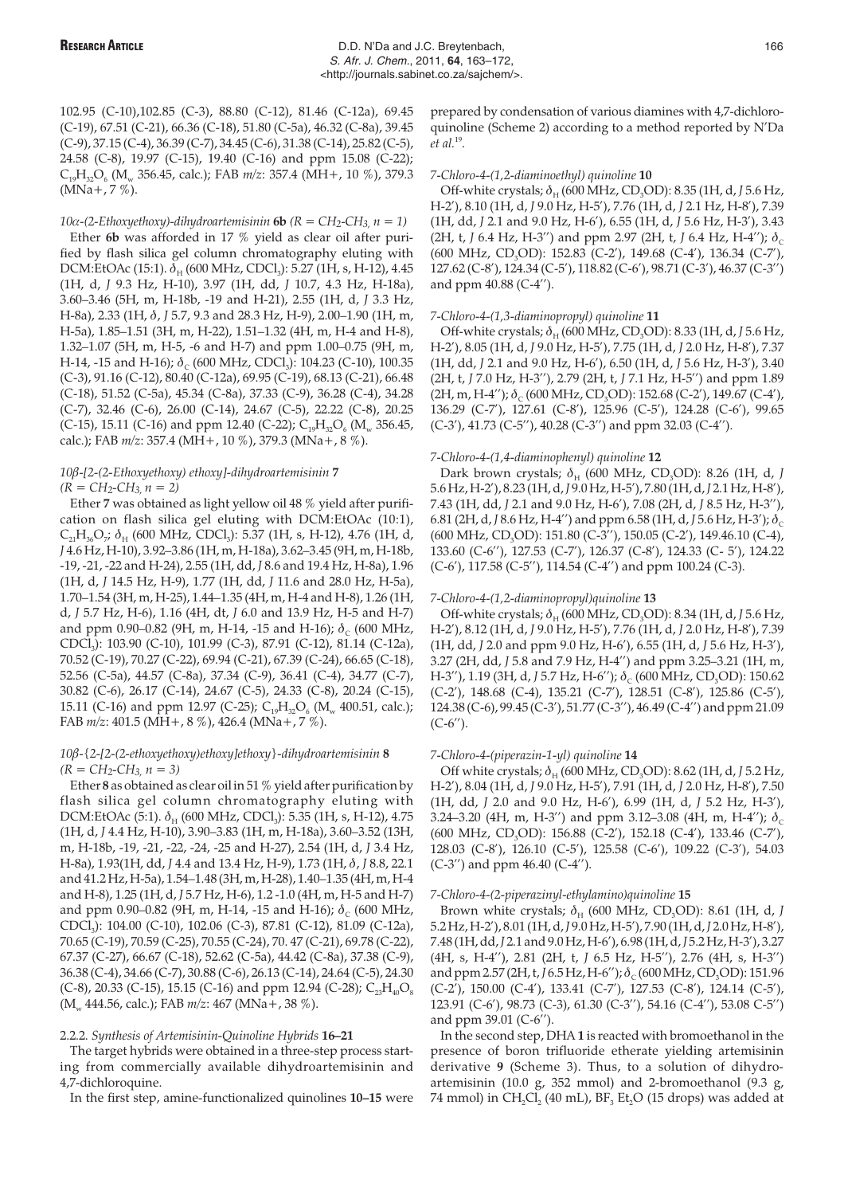102.95 (C-10),102.85 (C-3), 88.80 (C-12), 81.46 (C-12a), 69.45 (C-19), 67.51 (C-21), 66.36 (C-18), 51.80 (C-5a), 46.32 (C-8a), 39.45 (C-9), 37.15 (C-4), 36.39 (C-7), 34.45 (C-6), 31.38 (C-14), 25.82 (C-5), 24.58 (C-8), 19.97 (C-15), 19.40 (C-16) and ppm 15.08 (C-22); $C_{19}H_{32}O_6$ ($M_w$ 356.45, calc.); FAB *m/z*: 357.4 (MH+, 10 %), 379.3 (MNa+, 7 %).

#### *10α-(2-Ethoxyethoxy)-dihydroartemisinin* **6b** *(R = CH₂-CH₃, n = 1)*

Ether **6b** was afforded in 17 % yield as clear oil after purified by flash silica gel column chromatography eluting with DCM:EtOAc (15:1). $\delta_H$ (600 MHz, $CDCl_3$): 5.27 (1H, s, H-12), 4.45 (1H, d, *J* 9.3 Hz, H-10), 3.97 (1H, dd, *J* 10.7, 4.3 Hz, H-18a), 3.60–3.46 (5H, m, H-18b, -19 and H-21), 2.55 (1H, d, *J* 3.3 Hz, H-8a), 2.33 (1H, δ, *J* 5.7, 9.3 and 28.3 Hz, H-9), 2.00–1.90 (1H, m, H-5a), 1.85–1.51 (3H, m, H-22), 1.51–1.32 (4H, m, H-4 and H-8), 1.32–1.07 (5H, m, H-5, -6 and H-7) and ppm 1.00–0.75 (9H, m, H-14, -15 and H-16); $\delta_C$ (600 MHz, $CDCl_3$): 104.23 (C-10), 100.35 (C-3), 91.16 (C-12), 80.40 (C-12a), 69.95 (C-19), 68.13 (C-21), 66.48 (C-18), 51.52 (C-5a), 45.34 (C-8a), 37.33 (C-9), 36.28 (C-4), 34.28 (C-7), 32.46 (C-6), 26.00 (C-14), 24.67 (C-5), 22.22 (C-8), 20.25 (C-15), 15.11 (C-16) and ppm 12.40 (C-22); $C_{19}H_{32}O_6$ ($M_w$ 356.45, calc.); FAB *m/z*: 357.4 (MH+, 10 %), 379.3 (MNa+, 8 %).

#### *10β-[2-(2-Ethoxyethoxy) ethoxy]-dihydroartemisinin* **7** *(R = CH₂-CH₃, n = 2)*

Ether **7** was obtained as light yellow oil 48 % yield after purification on flash silica gel eluting with DCM:EtOAc (10:1), $C_{21}H_{36}O_7$; $\delta_H$ (600 MHz, $CDCl_3$): 5.37 (1H, s, H-12), 4.76 (1H, d, *J* 4.6 Hz, H-10), 3.92–3.86 (1H, m, H-18a), 3.62–3.45 (9H, m, H-18b, -19, -21, -22 and H-24), 2.55 (1H, dd, *J* 8.6 and 19.4 Hz, H-8a), 1.96 (1H, d, *J* 14.5 Hz, H-9), 1.77 (1H, dd, *J* 11.6 and 28.0 Hz, H-5a), 1.70–1.54 (3H, m, H-25), 1.44–1.35 (4H, m, H-4 and H-8), 1.26 (1H, d, *J* 5.7 Hz, H-6), 1.16 (4H, dt, *J* 6.0 and 13.9 Hz, H-5 and H-7) and ppm 0.90–0.82 (9H, m, H-14, -15 and H-16); $\delta_C$ (600 MHz, $CDCl_3$): 103.90 (C-10), 101.99 (C-3), 87.91 (C-12), 81.14 (C-12a), 70.52 (C-19), 70.27 (C-22), 69.94 (C-21), 67.39 (C-24), 66.65 (C-18), 52.56 (C-5a), 44.57 (C-8a), 37.34 (C-9), 36.41 (C-4), 34.77 (C-7), 30.82 (C-6), 26.17 (C-14), 24.67 (C-5), 24.33 (C-8), 20.24 (C-15), 15.11 (C-16) and ppm 12.97 (C-25); $C_{19}H_{32}O_6$ ($M_w$ 400.51, calc.); FAB *m/z*: 401.5 (MH+, 8 %), 426.4 (MNa+, 7 %).

#### *10β-{2-[2-(2-ethoxyethoxy)ethoxy]ethoxy}-dihydroartemisinin* **8** *(R = CH₂-CH₃, n = 3)*

Ether **8** as obtained as clear oil in 51 % yield after purification by flash silica gel column chromatography eluting with DCM:EtOAc (5:1). $\delta_H$ (600 MHz, $CDCl_3$): 5.35 (1H, s, H-12), 4.75 (1H, d, *J* 4.4 Hz, H-10), 3.90–3.83 (1H, m, H-18a), 3.60–3.52 (13H, m, H-18b, -19, -21, -22, -24, -25 and H-27), 2.54 (1H, d, *J* 3.4 Hz, H-8a), 1.93(1H, dd, *J* 4.4 and 13.4 Hz, H-9), 1.73 (1H, δ, *J* 8.8, 22.1 and 41.2 Hz, H-5a), 1.54–1.48 (3H, m, H-28), 1.40–1.35 (4H, m, H-4 and H-8), 1.25 (1H, d, *J* 5.7 Hz, H-6), 1.2 -1.0 (4H, m, H-5 and H-7) and ppm 0.90–0.82 (9H, m, H-14, -15 and H-16); $\delta_C$ (600 MHz, $CDCl_3$): 104.00 (C-10), 102.06 (C-3), 87.81 (C-12), 81.09 (C-12a), 70.65 (C-19), 70.59 (C-25), 70.55 (C-24), 70. 47 (C-21), 69.78 (C-22), 67.37 (C-27), 66.67 (C-18), 52.62 (C-5a), 44.42 (C-8a), 37.38 (C-9), 36.38 (C-4), 34.66 (C-7), 30.88 (C-6), 26.13 (C-14), 24.64 (C-5), 24.30 (C-8), 20.33 (C-15), 15.15 (C-16) and ppm 12.94 (C-28); $C_{23}H_{40}O_8$ ($M_w$ 444.56, calc.); FAB *m/z*: 467 (MNa+, 38 %).

### 2.2.2. *Synthesis of Artemisinin-Quinoline Hybrids* **16–21**

The target hybrids were obtained in a three-step process starting from commercially available dihydroartemisinin and 4,7-dichloroquine.

In the first step, amine-functionalized quinolines **10–15** were prepared by condensation of various diamines with 4,7-dichloroquinoline (Scheme 2) according to a method reported by N'Da *et al.*[19].

#### *7-Chloro-4-(1,2-diaminoethyl) quinoline* **10**

Off-white crystals; $\delta_H$ (600 MHz, $CD_3OD$): 8.35 (1H, d, *J* 5.6 Hz, H-2′), 8.10 (1H, d, *J* 9.0 Hz, H-5′), 7.76 (1H, d, *J* 2.1 Hz, H-8′), 7.39 (1H, dd, *J* 2.1 and 9.0 Hz, H-6′), 6.55 (1H, d, *J* 5.6 Hz, H-3′), 3.43 (2H, t, *J* 6.4 Hz, H-3′′) and ppm 2.97 (2H, t, *J* 6.4 Hz, H-4′′); $\delta_C$ (600 MHz, $CD_3OD$): 152.83 (C-2′), 149.68 (C-4′), 136.34 (C-7′), 127.62 (C-8′), 124.34 (C-5′), 118.82 (C-6′), 98.71 (C-3′), 46.37 (C-3′′) and ppm 40.88 (C-4′′).

#### *7-Chloro-4-(1,3-diaminopropyl) quinoline* **11**

Off-white crystals; $\delta_H$ (600 MHz, $CD_3OD$): 8.33 (1H, d, *J* 5.6 Hz, H-2′), 8.05 (1H, d, *J* 9.0 Hz, H-5′), 7.75 (1H, d, *J* 2.0 Hz, H-8′), 7.37 (1H, dd, *J* 2.1 and 9.0 Hz, H-6′), 6.50 (1H, d, *J* 5.6 Hz, H-3′), 3.40 (2H, t, *J* 7.0 Hz, H-3′′), 2.79 (2H, t, *J* 7.1 Hz, H-5′′) and ppm 1.89 (2H, m, H-4′′); $\delta_C$ (600 MHz, $CD_3OD$): 152.68 (C-2′), 149.67 (C-4′), 136.29 (C-7′), 127.61 (C-8′), 125.96 (C-5′), 124.28 (C-6′), 99.65 (C-3′), 41.73 (C-5′′), 40.28 (C-3′′) and ppm 32.03 (C-4′′).

#### *7-Chloro-4-(1,4-diaminophenyl) quinoline* **12**

Dark brown crystals; $\delta_H$ (600 MHz, $CD_3OD$): 8.26 (1H, d, *J* 5.6 Hz, H-2′), 8.23 (1H, d, *J* 9.0 Hz, H-5′), 7.80 (1H, d, *J* 2.1 Hz, H-8′), 7.43 (1H, dd, *J* 2.1 and 9.0 Hz, H-6′), 7.08 (2H, d, *J* 8.5 Hz, H-3′′), 6.81 (2H, d, *J* 8.6 Hz, H-4′′) and ppm 6.58 (1H, d, *J* 5.6 Hz, H-3′); $\delta_C$ (600 MHz, $CD_3OD$): 151.80 (C-3′′), 150.05 (C-2′), 149.46.10 (C-4), 133.60 (C-6′′), 127.53 (C-7′), 126.37 (C-8′), 124.33 (C- 5′), 124.22 (C-6′), 117.58 (C-5′′), 114.54 (C-4′′) and ppm 100.24 (C-3).

#### *7-Chloro-4-(1,2-diaminopropyl)quinoline* **13**

Off-white crystals; $\delta_H$ (600 MHz, $CD_3OD$): 8.34 (1H, d, *J* 5.6 Hz, H-2′), 8.12 (1H, d, *J* 9.0 Hz, H-5′), 7.76 (1H, d, *J* 2.0 Hz, H-8′), 7.39 (1H, dd, *J* 2.0 and ppm 9.0 Hz, H-6′), 6.55 (1H, d, *J* 5.6 Hz, H-3′), 3.27 (2H, dd, *J* 5.8 and 7.9 Hz, H-4′′) and ppm 3.25–3.21 (1H, m, H-3′′), 1.19 (3H, d, *J* 5.7 Hz, H-6′′); $\delta_C$ (600 MHz, $CD_3OD$): 150.62 (C-2′), 148.68 (C-4), 135.21 (C-7′), 128.51 (C-8′), 125.86 (C-5′), 124.38 (C-6), 99.45 (C-3′), 51.77 (C-3′′), 46.49 (C-4′′) and ppm 21.09 (C-6′′).

#### *7-Chloro-4-(piperazin-1-yl) quinoline* **14**

Off white crystals; $\delta_H$ (600 MHz, $CD_3OD$): 8.62 (1H, d, *J* 5.2 Hz, H-2′), 8.04 (1H, d, *J* 9.0 Hz, H-5′), 7.91 (1H, d, *J* 2.0 Hz, H-8′), 7.50 (1H, dd, *J* 2.0 and 9.0 Hz, H-6′), 6.99 (1H, d, *J* 5.2 Hz, H-3′), 3.24–3.20 (4H, m, H-3′′) and ppm 3.12–3.08 (4H, m, H-4′′); $\delta_C$ (600 MHz, $CD_3OD$): 156.88 (C-2′), 152.18 (C-4′), 133.46 (C-7′), 128.03 (C-8′), 126.10 (C-5′), 125.58 (C-6′), 109.22 (C-3′), 54.03 (C-3′′) and ppm 46.40 (C-4′′).

#### *7-Chloro-4-(2-piperazinyl-ethylamino)quinoline* **15**

Brown white crystals; $\delta_H$ (600 MHz, $CD_3OD$): 8.61 (1H, d, *J* 5.2 Hz, H-2′), 8.01 (1H, d, *J* 9.0 Hz, H-5′), 7.90 (1H, d, *J* 2.0 Hz, H-8′), 7.48 (1H, dd, *J* 2.1 and 9.0 Hz, H-6′), 6.98 (1H, d, *J* 5.2 Hz, H-3′), 3.27 (4H, s, H-4′′), 2.81 (2H, t, *J* 6.5 Hz, H-5′′), 2.76 (4H, s, H-3′′) and ppm 2.57 (2H, t, *J* 6.5 Hz, H-6′′); $\delta_C$ (600 MHz, $CD_3OD$): 151.96 (C-2′), 150.00 (C-4′), 133.41 (C-7′), 127.53 (C-8′), 124.14 (C-5′), 123.91 (C-6′), 98.73 (C-3), 61.30 (C-3′′), 54.16 (C-4′′), 53.08 C-5′′) and ppm 39.01 (C-6′′).

In the second step, DHA **1** is reacted with bromoethanol in the presence of boron trifluoride etherate yielding artemisinin derivative **9** (Scheme 3). Thus, to a solution of dihydroartemisinin (10.0 g, 352 mmol) and 2-bromoethanol (9.3 g, 74 mmol) in $CH_2Cl_2$ (40 mL), $BF_3\ Et_2O$ (15 drops) was added at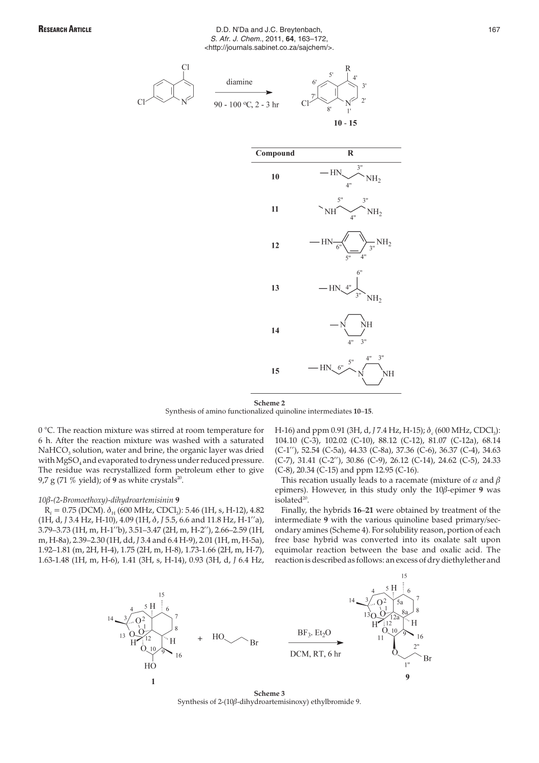Synthesis of amino functionalized quinoline intermediates **10–15**.

| Compound | R |
|---|---|
| **10** | —HN–CH₂CH₂–NH₂ |
| **11** | —NH–(CH₂)₃–NH₂ |
| **12** | —HN–C₆H₄–NH₂ |
| **13** | —HN–CH₂CH(CH₃)–NH₂ |
| **14** | piperazin-1-yl |
| **15** | —HN–CH₂CH₂–(piperazin-1-yl) |

**Scheme 2**
Synthesis of amino functionalized quinoline intermediates **10–15**.

0 °C. The reaction mixture was stirred at room temperature for 6 h. After the reaction mixture was washed with a saturated $NaHCO_3$ solution, water and brine, the organic layer was dried with $MgSO_4$ and evaporated to dryness under reduced pressure. The residue was recrystallized form petroleum ether to give 9,7 g (71 % yield); of **9** as white crystals[20].

*10β-(2-Bromoethoxy)-dihydroartemisinin* **9**

$R_f$ = 0.75 (DCM). $\delta_H$ (600 MHz, $CDCl_3$): 5.46 (1H, s, H-12), 4.82 (1H, d, *J* 3.4 Hz, H-10), 4.09 (1H, *δ*, *J* 5.5, 6.6 and 11.8 Hz, H-1''a), 3.79–3.73 (1H, m, H-1''b), 3.51–3.47 (2H, m, H-2''), 2.66–2.59 (1H, m, H-8a), 2.39–2.30 (1H, dd, *J* 3.4 and 6.4 H-9), 2.01 (1H, m, H-5a), 1.92–1.81 (m, 2H, H-4), 1.75 (2H, m, H-8), 1.73-1.66 (2H, m, H-7), 1.63-1.48 (1H, m, H-6), 1.41 (3H, s, H-14), 0.93 (3H, d, *J* 6.4 Hz, H-16) and ppm 0.91 (3H, d, *J* 7.4 Hz, H-15); $\delta_c$ (600 MHz, $CDCl_3$): 104.10 (C-3), 102.02 (C-10), 88.12 (C-12), 81.07 (C-12a), 68.14 (C-1''), 52.54 (C-5a), 44.33 (C-8a), 37.36 (C-6), 36.37 (C-4), 34.63 (C-7), 31.41 (C-2''), 30.86 (C-9), 26.12 (C-14), 24.62 (C-5), 24.33 (C-8), 20.34 (C-15) and ppm 12.95 (C-16).

This recation usually leads to a racemate (mixture of $\alpha$ and $\beta$ epimers). However, in this study only the 10$\beta$-epimer **9** was isolated[20].

Finally, the hybrids **16–21** were obtained by treatment of the intermediate **9** with the various quinoline based primary/secondary amines (Scheme 4). For solubility reason, portion of each free base hybrid was converted into its oxalate salt upon equimolar reaction between the base and oxalic acid. The reaction is described as follows: an excess of dry diethylether and

**Scheme 3**
Synthesis of 2-(10$\beta$-dihydroartemisinoxy) ethylbromide 9.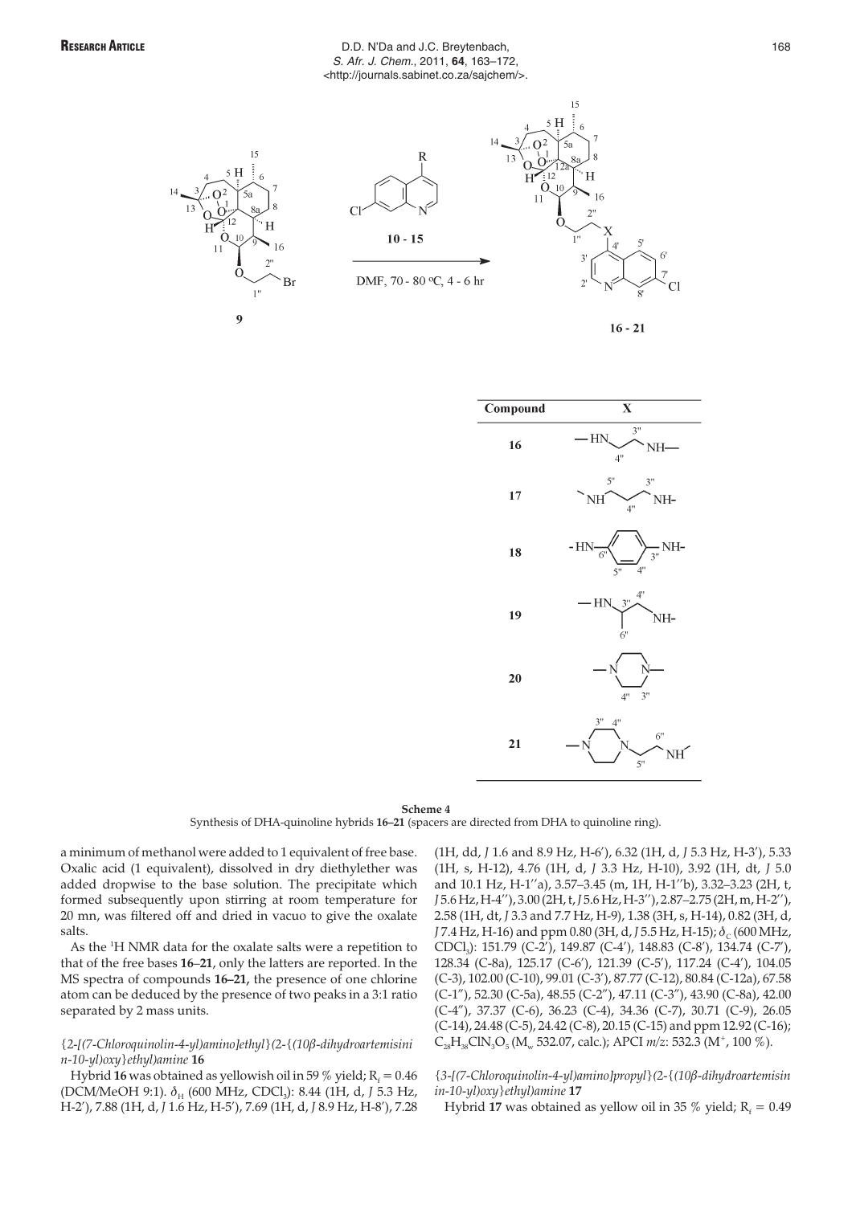| Compound | X |
|---|---|
| 16 | —HN–CH₂(4″)–CH₂(3″)–NH— |
| 17 | —NH–CH₂(5″)–CH₂(4″)–CH₂(3″)–NH— |
| 18 | —HN–C₆H₄(3″,4″,5″,6″)–NH— |
| 19 | —HN–CH(3″)(CH₃, 6″)–CH₂(4″)–NH— |
| 20 | —N(piperazine, 3″,4″)N— |
| 21 | —N(piperazine, 3″,4″)N–CH₂(5″)–CH₂(6″)–NH— |

**Scheme 4**
Synthesis of DHA-quinoline hybrids **16–21** (spacers are directed from DHA to quinoline ring).

a minimum of methanol were added to 1 equivalent of free base. Oxalic acid (1 equivalent), dissolved in dry diethylether was added dropwise to the base solution. The precipitate which formed subsequently upon stirring at room temperature for 20 mn, was filtered off and dried in vacuo to give the oxalate salts.

As the $^{1}$H NMR data for the oxalate salts were a repetition to that of the free bases **16**–**21**, only the latters are reported. In the MS spectra of compounds **16–21,** the presence of one chlorine atom can be deduced by the presence of two peaks in a 3:1 ratio separated by 2 mass units.

*{2-[(7-Chloroquinolin-4-yl)amino]ethyl}(2-{(10β-dihydroartemisinin-10-yl)oxy}ethyl)amine* **16**

Hybrid **16** was obtained as yellowish oil in 59 % yield; $R_f$ = 0.46 (DCM/MeOH 9:1). $\delta_H$ (600 MHz, $CDCl_3$): 8.44 (1H, d, *J* 5.3 Hz, H-2′), 7.88 (1H, d, *J* 1.6 Hz, H-5′), 7.69 (1H, d, *J* 8.9 Hz, H-8′), 7.28 (1H, dd, *J* 1.6 and 8.9 Hz, H-6′), 6.32 (1H, d, *J* 5.3 Hz, H-3′), 5.33 (1H, s, H-12), 4.76 (1H, d, *J* 3.3 Hz, H-10), 3.92 (1H, dt, *J* 5.0 and 10.1 Hz, H-1′′a), 3.57–3.45 (m, 1H, H-1′′b), 3.32–3.23 (2H, t, *J* 5.6 Hz, H-4′′), 3.00 (2H, t, *J* 5.6 Hz, H-3′′), 2.87–2.75 (2H, m, H-2′′), 2.58 (1H, dt, *J* 3.3 and 7.7 Hz, H-9), 1.38 (3H, s, H-14), 0.82 (3H, d, *J* 7.4 Hz, H-16) and ppm 0.80 (3H, d, *J* 5.5 Hz, H-15); $\delta_C$ (600 MHz, $CDCl_3$): 151.79 (C-2′), 149.87 (C-4′), 148.83 (C-8′), 134.74 (C-7′), 128.34 (C-8a), 125.17 (C-6′), 121.39 (C-5′), 117.24 (C-4′), 104.05 (C-3), 102.00 (C-10), 99.01 (C-3′), 87.77 (C-12), 80.84 (C-12a), 67.58 (C-1″), 52.30 (C-5a), 48.55 (C-2″), 47.11 (C-3″), 43.90 (C-8a), 42.00 (C-4″), 37.37 (C-6), 36.23 (C-4), 34.36 (C-7), 30.71 (C-9), 26.05 (C-14), 24.48 (C-5), 24.42 (C-8), 20.15 (C-15) and ppm 12.92 (C-16); $C_{28}H_{38}ClN_3O_5$ ($M_w$ 532.07, calc.); APCI *m/z*: 532.3 ($M^+$, 100 %).

*{3-[(7-Chloroquinolin-4-yl)amino]propyl}(2-{(10β-dihydroartemisinin-10-yl)oxy}ethyl)amine* **17**

Hybrid **17** was obtained as yellow oil in 35 % yield; $R_f$ = 0.49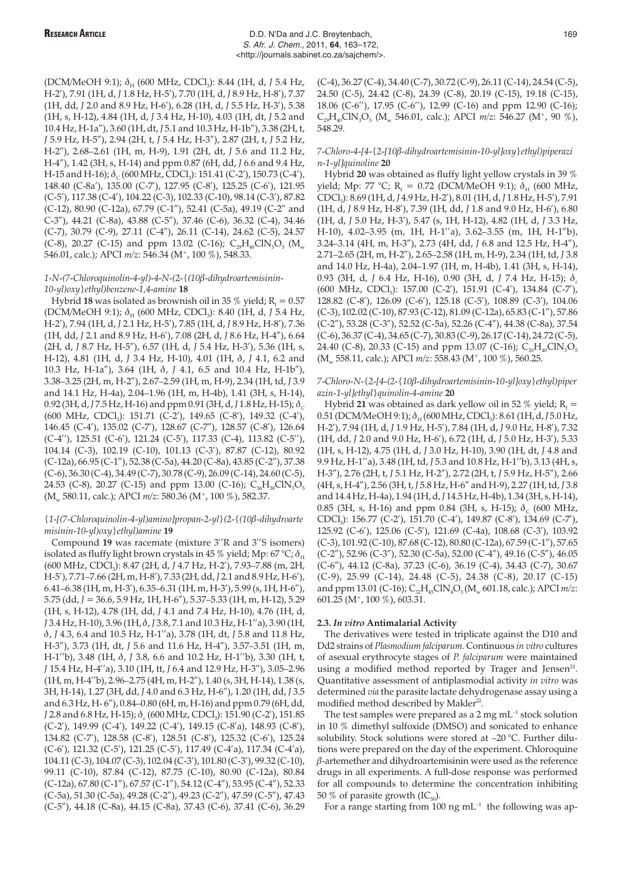(DCM/MeOH 9:1); $\delta_H$ (600 MHz, $CDCl_3$): 8.44 (1H, d, *J* 5.4 Hz, H-2′), 7.91 (1H, d, *J* 1.8 Hz, H-5′), 7.70 (1H, d, *J* 8.9 Hz, H-8′), 7.37 (1H, dd, *J* 2.0 and 8.9 Hz, H-6′), 6.28 (1H, d, *J* 5.5 Hz, H-3′), 5.38 (1H, s, H-12), 4.84 (1H, d, *J* 3.4 Hz, H-10), 4.03 (1H, dt, *J* 5.2 and 10.4 Hz, H-1a″), 3.60 (1H, dt, *J* 5.1 and 10.3 Hz, H-1b″), 3.38 (2H, t, *J* 5.9 Hz, H-5″), 2.94 (2H, t, *J* 5.4 Hz, H-3″), 2.87 (2H, t, *J* 5.2 Hz, H-2″), 2.68–2.61 (1H, m, H-9), 1.91 (2H, dt, *J* 5.6 and 11.2 Hz, H-4″), 1.42 (3H, s, H-14) and ppm 0.87 (6H, dd, *J* 6.6 and 9.4 Hz, H-15 and H-16); $\delta_C$ (600 MHz, $CDCl_3$): 151.41 (C-2′), 150.73 (C-4′), 148.40 (C-8a′), 135.00 (C-7′), 127.95 (C-8′), 125.25 (C-6′), 121.95 (C-5′), 117.38 (C-4′), 104.22 (C-3), 102.33 (C-10), 98.14 (C-3′), 87.82 (C-12), 80.90 (C-12a), 67.79 (C-1″), 52.41 (C-5a), 49.19 (C-2″ and C-3″), 44.21 (C-8a), 43.88 (C-5″), 37.46 (C-6), 36.32 (C-4), 34.46 (C-7), 30.79 (C-9), 27.11 (C-4″), 26.11 (C-14), 24.62 (C-5), 24.57 (C-8), 20.27 (C-15) and ppm 13.02 (C-16); $C_{29}H_{40}ClN_3O_5$ ($M_w$ 546.01, calc.); APCI *m/z*: 546.34 ($M^+$, 100 %), 548.33.

### *1-N-(7-Chloroquinolin-4-yl)-4-N-(2-{(10β-dihydroartemisinin-10-yl)oxy}ethyl)benzene-1,4-amine* **18**

Hybrid **18** was isolated as brownish oil in 35 % yield; $R_f$ = 0.57 (DCM/MeOH 9:1); $\delta_H$ (600 MHz, $CDCl_3$): 8.40 (1H, d, *J* 5.4 Hz, H-2′), 7.94 (1H, d, *J* 2.1 Hz, H-5′), 7.85 (1H, d, *J* 8.9 Hz, H-8′), 7.36 (1H, dd, *J* 2.1 and 8.9 Hz, H-6′), 7.08 (2H, d, *J* 8.6 Hz, H-4″), 6.64 (2H, d, *J* 8.7 Hz, H-5″), 6.57 (1H, d, *J* 5.4 Hz, H-3′), 5.36 (1H, s, H-12), 4.81 (1H, d, *J* 3.4 Hz, H-10), 4.01 (1H, δ, *J* 4.1, 6.2 and 10.3 Hz, H-1a″), 3.64 (1H, δ, *J* 4.1, 6.5 and 10.4 Hz, H-1b″), 3.38–3.25 (2H, m, H-2″), 2.67–2.59 (1H, m, H-9), 2.34 (1H, td, *J* 3.9 and 14.1 Hz, H-4a), 2.04–1.96 (1H, m, H-4b), 1.41 (3H, s, H-14), 0.92 (3H, d, *J* 7.5 Hz, H-16) and ppm 0.91 (3H, d, *J* 1.8 Hz, H-15); $\delta_C$ (600 MHz, $CDCl_3$): 151.71 (C-2′), 149.65 (C-8′), 149.32 (C-4′), 146.45 (C-4′), 135.02 (C-7′), 128.67 (C-7″), 128.57 (C-8′), 126.64 (C-4″), 125.51 (C-6′), 121.24 (C-5′), 117.33 (C-4), 113.82 (C-5″), 104.14 (C-3), 102.19 (C-10), 101.13 (C-3′), 87.87 (C-12), 80.92 (C-12a), 66.95 (C-1″), 52.38 (C-5a), 44.20 (C-8a), 43.85 (C-2″), 37.38 (C-6), 36.30 (C-4), 34.49 (C-7), 30.78 (C-9), 26.09 (C-14), 24.60 (C-5), 24.53 (C-8), 20.27 (C-15) and ppm 13.00 (C-16); $C_{36}H_{38}ClN_3O_5$ ($M_w$ 580.11, calc.); APCI *m/z*: 580.36 ($M^+$, 100 %), 582.37.

### *{1-[(7-Chloroquinolin-4-yl)amino]propan-2-yl}(2-{(10β-dihydroartemisinin-10-yl)oxy}ethyl)amine* **19**

Compound **19** was racemate (mixture 3″R and 3″S isomers) isolated as fluffy light brown crystals in 45 % yield; Mp: 67 °C; $\delta_H$ (600 MHz, $CDCl_3$): 8.47 (2H, d, *J* 4.7 Hz, H-2′), 7.93–7.88 (m, 2H, H-5′), 7.71–7.66 (2H, m, H-8′), 7.33 (2H, dd, *J* 2.1 and 8.9 Hz, H-6′), 6.41–6.38 (1H, m, H-3′), 6.35–6.31 (1H, m, H-3′), 5.99 (s, 1H, H-6″), 5.75 (dd, *J* = 36.6, 5.9 Hz, 1H, H-6″), 5.37–5.33 (1H, m, H-12), 5.29 (1H, s, H-12), 4.78 (1H, dd, *J* 4.1 and 7.4 Hz, H-10), 4.76 (1H, d, *J* 3.4 Hz, H-10), 3.96 (1H, δ, *J* 3.8, 7.1 and 10.3 Hz, H-1″a), 3.90 (1H, δ, *J* 4.3, 6.4 and 10.5 Hz, H-1″a), 3.78 (1H, dt, *J* 5.8 and 11.8 Hz, H-3″), 3.73 (1H, dt, *J* 5.6 and 11.6 Hz, H-4″), 3.57–3.51 (1H, m, H-1″b), 3.48 (1H, δ, *J* 3.8, 6.6 and 10.2 Hz, H-1″b), 3.30 (1H, t, *J* 15.4 Hz, H-4″a), 3.10 (1H, tt, *J* 6.4 and 12.9 Hz, H-3″), 3.05–2.96 (1H, m, H-4″b), 2.96–2.75 (4H, m, H-2″), 1.40 (s, 3H, H-14), 1.38 (s, 3H, H-14), 1.27 (3H, dd, *J* 4.0 and 6.3 Hz, H-6″), 1.20 (1H, dd, *J* 3.5 and 6.3 Hz, H- 6″), 0.84–0.80 (6H, m, H-16) and ppm 0.79 (6H, dd, *J* 2.8 and 6.8 Hz, H-15); $\delta_c$ (600 MHz, $CDCl_3$): 151.90 (C-2′), 151.85 (C-2′), 149.99 (C-4′), 149.22 (C-4′), 149.15 (C-8′a), 148.93 (C-8′), 134.82 (C-7′), 128.58 (C-8′), 128.51 (C-8′), 125.32 (C-6′), 125.24 (C-6′), 121.32 (C-5′), 121.25 (C-5′), 117.49 (C-4′a), 117.34 (C-4′a), 104.11 (C-3), 104.07 (C-3), 102.04 (C-3′), 101.80 (C-3′), 99.32 (C-10), 99.11 (C-10), 87.84 (C-12), 87.75 (C-10), 80.90 (C-12a), 80.84 (C-12a), 67.80 (C-1″), 67.57 (C-1″), 54.12 (C-4″), 53.95 (C-4″), 52.33 (C-5a), 51.30 (C-5a), 49.28 (C-2″), 49.23 (C-2″), 47.59 (C-5″), 47.43 (C-5″), 44.18 (C-8a), 44.15 (C-8a), 37.43 (C-6), 37.41 (C-6), 36.29 (C-4), 36.27 (C-4), 34.40 (C-7), 30.72 (C-9), 26.11 (C-14), 24.54 (C-5), 24.50 (C-5), 24.42 (C-8), 24.39 (C-8), 20.19 (C-15), 19.18 (C-15), 18.06 (C-6″), 17.95 (C-6″), 12.99 (C-16) and ppm 12.90 (C-16); $C_{29}H_{40}ClN_3O_5$ ($M_w$ 546.01, calc.); APCI *m/z*: 546.27 ($M^+$, 90 %), 548.29.

### *7-Chloro-4-[4-{2-[10β-dihydroartemisinin-10-yl]oxy}ethyl)piperazin-1-yl]quinoline* **20**

Hybrid **20** was obtained as fluffy light yellow crystals in 39 % yield; Mp: 77 °C; $R_f$ = 0.72 (DCM/MeOH 9:1); $\delta_H$ (600 MHz, $CDCl_3$): 8.69 (1H, d, *J* 4.9 Hz, H-2′), 8.01 (1H, d, *J* 1.8 Hz, H-5′), 7.91 (1H, d, *J* 8.9 Hz, H-8′), 7.39 (1H, dd, *J* 1.8 and 9.0 Hz, H-6′), 6.80 (1H, d, *J* 5.0 Hz, H-3′), 5.47 (s, 1H, H-12), 4.82 (1H, d, *J* 3.3 Hz, H-10), 4.02–3.95 (m, 1H, H-1″a), 3.62–3.55 (m, 1H, H-1″b), 3.24–3.14 (4H, m, H-3″), 2.73 (4H, dd, *J* 6.8 and 12.5 Hz, H-4″), 2.71–2.65 (2H, m, H-2″), 2.65–2.58 (1H, m, H-9), 2.34 (1H, td, *J* 3.8 and 14.0 Hz, H-4a), 2.04–1.97 (1H, m, H-4b), 1.41 (3H, s, H-14), 0.93 (3H, d, *J* 6.4 Hz, H-16), 0.90 (3H, d, *J* 7.4 Hz, H-15); $\delta_c$ (600 MHz, $CDCl_3$): 157.00 (C-2′), 151.91 (C-4′), 134.84 (C-7′), 128.82 (C-8′), 126.09 (C-6′), 125.18 (C-5′), 108.89 (C-3′), 104.06 (C-3), 102.02 (C-10), 87.93 (C-12), 81.09 (C-12a), 65.83 (C-1″), 57.86 (C-2″), 53.28 (C-3″), 52.52 (C-5a), 52.26 (C-4″), 44.38 (C-8a), 37.54 (C-6), 36.37 (C-4), 34.65 (C-7), 30.83 (C-9), 26.17 (C-14), 24.72 (C-5), 24.40 (C-8), 20.33 (C-15) and ppm 13.07 (C-16); $C_{30}H_{40}ClN_3O_5$ ($M_w$ 558.11, calc.); APCI *m/z*: 558.43 ($M^+$, 100 %), 560.25.

### *7-Chloro-N-{2-[4-(2-{10β-dihydroartemisinin-10-yl]oxy}ethyl)piperazin-1-yl]ethyl}quinolin-4-amine* **20**

Hybrid **21** was obtained as dark yellow oil in 52 % yield; $R_f$ = 0.51 (DCM/MeOH 9:1); $\delta_H$ (600 MHz, $CDCl_3$): 8.61 (1H, d, *J* 5.0 Hz, H-2′), 7.94 (1H, d, *J* 1.9 Hz, H-5′), 7.84 (1H, d, *J* 9.0 Hz, H-8′), 7.32 (1H, dd, *J* 2.0 and 9.0 Hz, H-6′), 6.72 (1H, d, *J* 5.0 Hz, H-3′), 5.33 (1H, s, H-12), 4.75 (1H, d, *J* 3.0 Hz, H-10), 3.90 (1H, dt, *J* 4.8 and 9.9 Hz, H-1″a), 3.48 (1H, td, *J* 5.3 and 10.8 Hz, H-1″b), 3.13 (4H, s, H-3″), 2.76 (2H, t, *J* 5.1 Hz, H-2″), 2.72 (2H, t, *J* 5.9 Hz, H-5″), 2.66 (4H, s, H-4″), 2.56 (3H, t, *J* 5.8 Hz, H-6″ and H-9), 2.27 (1H, td, *J* 3.8 and 14.4 Hz, H-4a), 1.94 (1H, d, *J* 14.5 Hz, H-4b), 1.34 (3H, s, H-14), 0.85 (3H, s, H-16) and ppm 0.84 (3H, s, H-15); $\delta_C$ (600 MHz, $CDCl_3$): 156.77 (C-2′), 151.70 (C-4′), 149.87 (C-8′), 134.69 (C-7′), 125.92 (C-6′), 125.06 (C-5′), 121.69 (C-4a), 108.68 (C-3′), 103.92 (C-3), 101.92 (C-10), 87.68 (C-12), 80.80 (C-12a), 67.59 (C-1″), 57.65 (C-2″), 52.96 (C-3″), 52.30 (C-5a), 52.00 (C-4″), 49.16 (C-5″), 46.05 (C-6″), 44.12 (C-8a), 37.23 (C-6), 36.19 (C-4), 34.43 (C-7), 30.67 (C-9), 25.99 (C-14), 24.48 (C-5), 24.38 (C-8), 20.17 (C-15) and ppm 13.01 (C-16); $C_{32}H_{45}ClN_4O_5$ ($M_w$ 601.18, calc.); APCI *m/z*: 601.25 ($M^+$, 100 %), 603.31.

## 2.3. *In vitro* Antimalarial Activity

The derivatives were tested in triplicate against the D10 and Dd2 strains of *Plasmodium falciparum*. Continuous *in vitro* cultures of asexual erythrocyte stages of *P. falciparum* were maintained using a modified method reported by Trager and Jensen[21]. Quantitative assessment of antiplasmodial activity *in vitro* was determined *via* the parasite lactate dehydrogenase assay using a modified method described by Makler[22].

The test samples were prepared as a 2 mg $mL^{-1}$ stock solution in 10 % dimethyl sulfoxide (DMSO) and sonicated to enhance solubility. Stock solutions were stored at –20 °C. Further dilutions were prepared on the day of the experiment. Chloroquine *β*-artemether and dihydroartemisinin were used as the reference drugs in all experiments. A full-dose response was performed for all compounds to determine the concentration inhibiting 50 % of parasite growth ($IC_{50}$).

For a range starting from 100 ng $mL^{-1}$ the following was ap-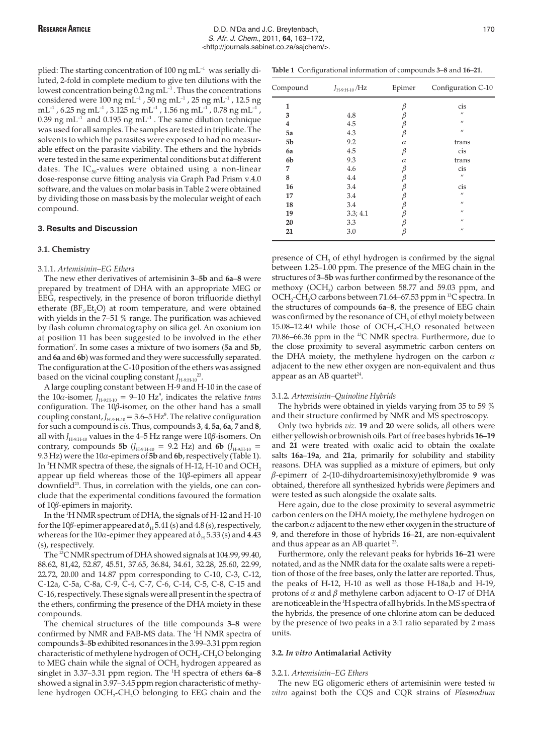plied: The starting concentration of 100 ng mL$^{-1}$ was serially diluted, 2-fold in complete medium to give ten dilutions with the lowest concentration being 0.2 ng mL$^{-1}$. Thus the concentrations considered were 100 ng mL$^{-1}$, 50 ng mL$^{-1}$, 25 ng mL$^{-1}$, 12.5 ng mL$^{-1}$, 6.25 ng mL$^{-1}$, 3.125 ng mL$^{-1}$, 1.56 ng mL$^{-1}$, 0.78 ng mL$^{-1}$, 0.39 ng mL$^{-1}$ and 0.195 ng mL$^{-1}$. The same dilution technique was used for all samples. The samples are tested in triplicate. The solvents to which the parasites were exposed to had no measurable effect on the parasite viability. The ethers and the hybrids were tested in the same experimental conditions but at different dates. The $IC_{50}$-values were obtained using a non-linear dose-response curve fitting analysis via Graph Pad Prism v.4.0 software, and the values on molar basis in Table 2 were obtained by dividing those on mass basis by the molecular weight of each compound.

## 3. Results and Discussion

### 3.1. Chemistry

#### 3.1.1. *Artemisinin–EG Ethers*

The new ether derivatives of artemisinin **3**–**5b** and **6a**–**8** were prepared by treatment of DHA with an appropriate MEG or EEG, respectively, in the presence of boron trifluoride diethyl etherate ($BF_3.Et_2O$) at room temperature, and were obtained with yields in the 7–51 % range. The purification was achieved by flash column chromatography on silica gel. An oxonium ion at position 11 has been suggested to be involved in the ether formation[7]. In some cases a mixture of two isomers (**5a** and **5b**, and **6a** and **6b**) was formed and they were successfully separated. The configuration at the C-10 position of the ethers was assigned based on the vicinal coupling constant $J_{H-9:H-10}$[23].

A large coupling constant between H-9 and H-10 in the case of the 10$\alpha$-isomer, $J_{H-9:H-10}$ = 9–10 Hz[9], indicates the relative *trans* configuration. The 10$\beta$-isomer, on the other hand has a small coupling constant, $J_{H-9:H-10}$ = 3.6–5 Hz[8]. The relative configuration for such a compound is *cis*. Thus, compounds **3**, **4**, **5a**, **6a**, **7** and **8**, all with $J_{H-9:H-10}$ values in the 4–5 Hz range were 10$\beta$-isomers. On contrary, compounds **5b** ($J_{H-9:H-10}$ = 9.2 Hz) and **6b** ($J_{H-9:H-10}$ = 9.3 Hz) were the 10$\alpha$-epimers of **5b** and **6b**, respectively (Table 1). In $^1$H NMR spectra of these, the signals of H-12, H-10 and $OCH_2$ appear up field whereas those of the 10$\beta$-epimers all appear downfield[23]. Thus, in correlation with the yields, one can conclude that the experimental conditions favoured the formation of 10$\beta$-epimers in majority.

In the $^1$H NMR spectrum of DHA, the signals of H-12 and H-10 for the 10$\beta$-epimer appeared at $\delta_H$ 5.41 (s) and 4.8 (s), respectively, whereas for the 10$\alpha$-epimer they appeared at $\delta_H$ 5.33 (s) and 4.43 (s), respectively.

The $^{13}$C NMR spectrum of DHA showed signals at 104.99, 99.40, 88.62, 81,42, 52.87, 45.51, 37.65, 36.84, 34.61, 32.28, 25.60, 22.99, 22.72, 20.00 and 14.87 ppm corresponding to C-10, C-3, C-12, C-12a, C-5a, C-8a, C-9, C-4, C-7, C-6, C-14, C-5, C-8, C-15 and C-16, respectively. These signals were all present in the spectra of the ethers, confirming the presence of the DHA moiety in these compounds.

The chemical structures of the title compounds **3**–**8** were confirmed by NMR and FAB-MS data. The $^1$H NMR spectra of compounds **3**–**5b** exhibited resonances in the 3.99–3.31 ppm region characteristic of methylene hydrogen of $OCH_2$-$CH_2O$ belonging to MEG chain while the signal of $OCH_3$ hydrogen appeared as singlet in 3.37–3.31 ppm region. The $^1$H spectra of ethers **6a**–**8** showed a signal in 3.97–3.45 ppm region characteristic of methylene hydrogen $OCH_2$-$CH_2O$ belonging to EEG chain and the presence of $CH_3$ of ethyl hydrogen is confirmed by the signal between 1.25–1.00 ppm. The presence of the MEG chain in the structures of **3**–**5b** was further confirmed by the resonance of the methoxy ($OCH_3$) carbon between 58.77 and 59.03 ppm, and $OCH_2$-$CH_2O$ carbons between 71.64–67.53 ppm in $^{13}$C spectra. In the structures of compounds **6a**–**8**, the presence of EEG chain was confirmed by the resonance of $CH_3$ of ethyl moiety between 15.08–12.40 while those of $OCH_2$-$CH_2O$ resonated between 70.86–66.36 ppm in the $^{13}$C NMR spectra. Furthermore, due to the close proximity to several asymmetric carbon centers on the DHA moiety, the methylene hydrogen on the carbon $\alpha$ adjacent to the new ether oxygen are non-equivalent and thus appear as an AB quartet[24].

**Table 1** Configurational information of compounds **3**–**8** and **16**–**21**.

| Compound | $J_{H-9:H-10}$/Hz | Epimer | Configuration C-10 |
|---|---|---|---|
| **1** | | $\beta$ | cis |
| **3** | 4.8 | $\beta$ | ″ |
| **4** | 4.5 | $\beta$ | ″ |
| **5a** | 4.3 | $\beta$ | ″ |
| **5b** | 9.2 | $\alpha$ | trans |
| **6a** | 4.5 | $\beta$ | cis |
| **6b** | 9.3 | $\alpha$ | trans |
| **7** | 4.6 | $\beta$ | cis |
| **8** | 4.4 | $\beta$ | ″ |
| **16** | 3.4 | $\beta$ | cis |
| **17** | 3.4 | $\beta$ | ″ |
| **18** | 3.4 | $\beta$ | ″ |
| **19** | 3.3; 4.1 | $\beta$ | ″ |
| **20** | 3.3 | $\beta$ | ″ |
| **21** | 3.0 | $\beta$ | ″ |

#### 3.1.2. *Artemisinin–Quinoline Hybrids*

The hybrids were obtained in yields varying from 35 to 59 % and their structure confirmed by NMR and MS spectroscopy.

Only two hybrids *viz.* **19** and **20** were solids, all others were either yellowish or brownish oils. Part of free bases hybrids **16**–**19** and **21** were treated with oxalic acid to obtain the oxalate salts **16a**–**19a**, and **21a**, primarily for solubility and stability reasons. DHA was supplied as a mixture of epimers, but only $\beta$-epimerr of 2-(10-dihydroartemisinoxy)ethylbromide **9** was obtained, therefore all synthesized hybrids were $\beta$epimers and were tested as such alongside the oxalate salts.

Here again, due to the close proximity to several asymmetric carbon centers on the DHA moiety, the methylene hydrogen on the carbon $\alpha$ adjacent to the new ether oxygen in the structure of **9**, and therefore in those of hybrids **16**–**21**, are non-equivalent and thus appear as an AB quartet [23].

Furthermore, only the relevant peaks for hybrids **16**–**21** were notated, and as the NMR data for the oxalate salts were a repetition of those of the free bases, only the latter are reported. Thus, the peaks of H-12, H-10 as well as those H-18a,b and H-19, protons of $\alpha$ and $\beta$ methylene carbon adjacent to O-17 of DHA are noticeable in the $^1$H spectra of all hybrids. In the MS spectra of the hybrids, the presence of one chlorine atom can be deduced by the presence of two peaks in a 3:1 ratio separated by 2 mass units.

### 3.2. *In vitro* Antimalarial Activity

#### 3.2.1. *Artemisinin–EG Ethers*

The new EG oligomeric ethers of artemisinin were tested *in vitro* against both the CQS and CQR strains of *Plasmodium*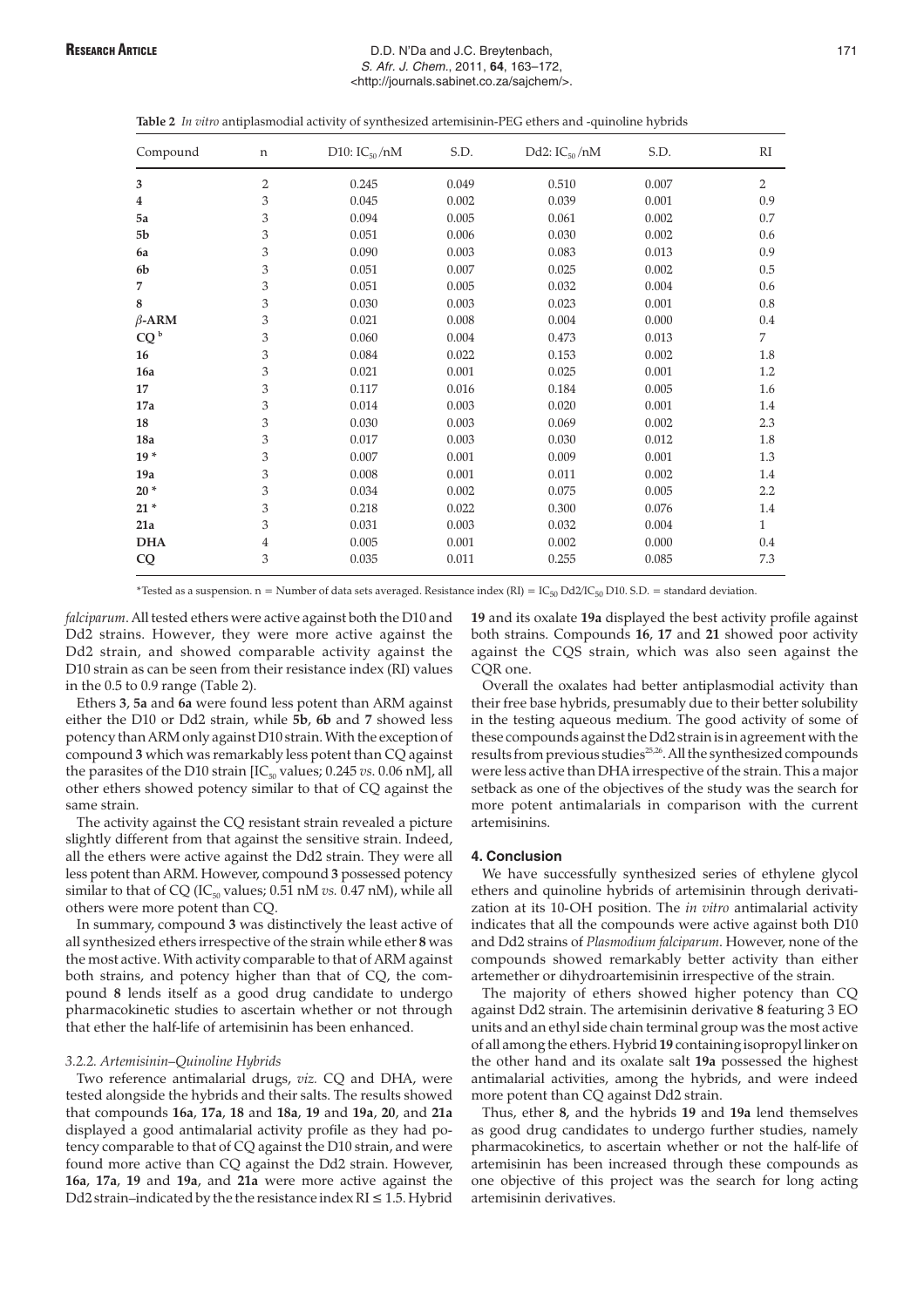**Table 2** *In vitro* antiplasmodial activity of synthesized artemisinin-PEG ethers and -quinoline hybrids

| Compound | n | D10: $IC_{50}$/nM | S.D. | Dd2: $IC_{50}$/nM | S.D. | RI |
|---|---|---|---|---|---|---|
| **3** | 2 | 0.245 | 0.049 | 0.510 | 0.007 | 2 |
| **4** | 3 | 0.045 | 0.002 | 0.039 | 0.001 | 0.9 |
| **5a** | 3 | 0.094 | 0.005 | 0.061 | 0.002 | 0.7 |
| **5b** | 3 | 0.051 | 0.006 | 0.030 | 0.002 | 0.6 |
| **6a** | 3 | 0.090 | 0.003 | 0.083 | 0.013 | 0.9 |
| **6b** | 3 | 0.051 | 0.007 | 0.025 | 0.002 | 0.5 |
| **7** | 3 | 0.051 | 0.005 | 0.032 | 0.004 | 0.6 |
| **8** | 3 | 0.030 | 0.003 | 0.023 | 0.001 | 0.8 |
| **$\beta$-ARM** | 3 | 0.021 | 0.008 | 0.004 | 0.000 | 0.4 |
| **CQ** [b] | 3 | 0.060 | 0.004 | 0.473 | 0.013 | 7 |
| **16** | 3 | 0.084 | 0.022 | 0.153 | 0.002 | 1.8 |
| **16a** | 3 | 0.021 | 0.001 | 0.025 | 0.001 | 1.2 |
| **17** | 3 | 0.117 | 0.016 | 0.184 | 0.005 | 1.6 |
| **17a** | 3 | 0.014 | 0.003 | 0.020 | 0.001 | 1.4 |
| **18** | 3 | 0.030 | 0.003 | 0.069 | 0.002 | 2.3 |
| **18a** | 3 | 0.017 | 0.003 | 0.030 | 0.012 | 1.8 |
| **19** * | 3 | 0.007 | 0.001 | 0.009 | 0.001 | 1.3 |
| **19a** | 3 | 0.008 | 0.001 | 0.011 | 0.002 | 1.4 |
| **20** * | 3 | 0.034 | 0.002 | 0.075 | 0.005 | 2.2 |
| **21** * | 3 | 0.218 | 0.022 | 0.300 | 0.076 | 1.4 |
| **21a** | 3 | 0.031 | 0.003 | 0.032 | 0.004 | 1 |
| **DHA** | 4 | 0.005 | 0.001 | 0.002 | 0.000 | 0.4 |
| **CQ** | 3 | 0.035 | 0.011 | 0.255 | 0.085 | 7.3 |

*Tested as a suspension. n = Number of data sets averaged. Resistance index (RI) = $IC_{50}$ Dd2/$IC_{50}$ D10. S.D. = standard deviation.

*falciparum*. All tested ethers were active against both the D10 and Dd2 strains. However, they were more active against the Dd2 strain, and showed comparable activity against the D10 strain as can be seen from their resistance index (RI) values in the 0.5 to 0.9 range (Table 2).

Ethers **3**, **5a** and **6a** were found less potent than ARM against either the D10 or Dd2 strain, while **5b**, **6b** and **7** showed less potency than ARM only against D10 strain. With the exception of compound **3** which was remarkably less potent than CQ against the parasites of the D10 strain [$IC_{50}$ values; 0.245 *vs.* 0.06 nM], all other ethers showed potency similar to that of CQ against the same strain.

The activity against the CQ resistant strain revealed a picture slightly different from that against the sensitive strain. Indeed, all the ethers were active against the Dd2 strain. They were all less potent than ARM. However, compound **3** possessed potency similar to that of CQ ($IC_{50}$ values; 0.51 nM *vs.* 0.47 nM), while all others were more potent than CQ.

In summary, compound **3** was distinctively the least active of all synthesized ethers irrespective of the strain while ether **8** was the most active. With activity comparable to that of ARM against both strains, and potency higher than that of CQ, the compound **8** lends itself as a good drug candidate to undergo pharmacokinetic studies to ascertain whether or not through that ether the half-life of artemisinin has been enhanced.

### 3.2.2. Artemisinin–Quinoline Hybrids

Two reference antimalarial drugs, *viz.* CQ and DHA, were tested alongside the hybrids and their salts. The results showed that compounds **16a**, **17a**, **18** and **18a**, **19** and **19a**, **20**, and **21a** displayed a good antimalarial activity profile as they had potency comparable to that of CQ against the D10 strain, and were found more active than CQ against the Dd2 strain. However, **16a**, **17a**, **19** and **19a**, and **21a** were more active against the Dd2 strain–indicated by the the resistance index RI ≤ 1.5. Hybrid **19** and its oxalate **19a** displayed the best activity profile against both strains. Compounds **16**, **17** and **21** showed poor activity against the CQS strain, which was also seen against the CQR one.

Overall the oxalates had better antiplasmodial activity than their free base hybrids, presumably due to their better solubility in the testing aqueous medium. The good activity of some of these compounds against the Dd2 strain is in agreement with the results from previous studies[25,26]. All the synthesized compounds were less active than DHA irrespective of the strain. This a major setback as one of the objectives of the study was the search for more potent antimalarials in comparison with the current artemisinins.

## 4. Conclusion

We have successfully synthesized series of ethylene glycol ethers and quinoline hybrids of artemisinin through derivatization at its 10-OH position. The *in vitro* antimalarial activity indicates that all the compounds were active against both D10 and Dd2 strains of *Plasmodium falciparum*. However, none of the compounds showed remarkably better activity than either artemether or dihydroartemisinin irrespective of the strain.

The majority of ethers showed higher potency than CQ against Dd2 strain. The artemisinin derivative **8** featuring 3 EO units and an ethyl side chain terminal group was the most active of all among the ethers. Hybrid **19** containing isopropyl linker on the other hand and its oxalate salt **19a** possessed the highest antimalarial activities, among the hybrids, and were indeed more potent than CQ against Dd2 strain.

Thus, ether **8**, and the hybrids **19** and **19a** lend themselves as good drug candidates to undergo further studies, namely pharmacokinetics, to ascertain whether or not the half-life of artemisinin has been increased through these compounds as one objective of this project was the search for long acting artemisinin derivatives.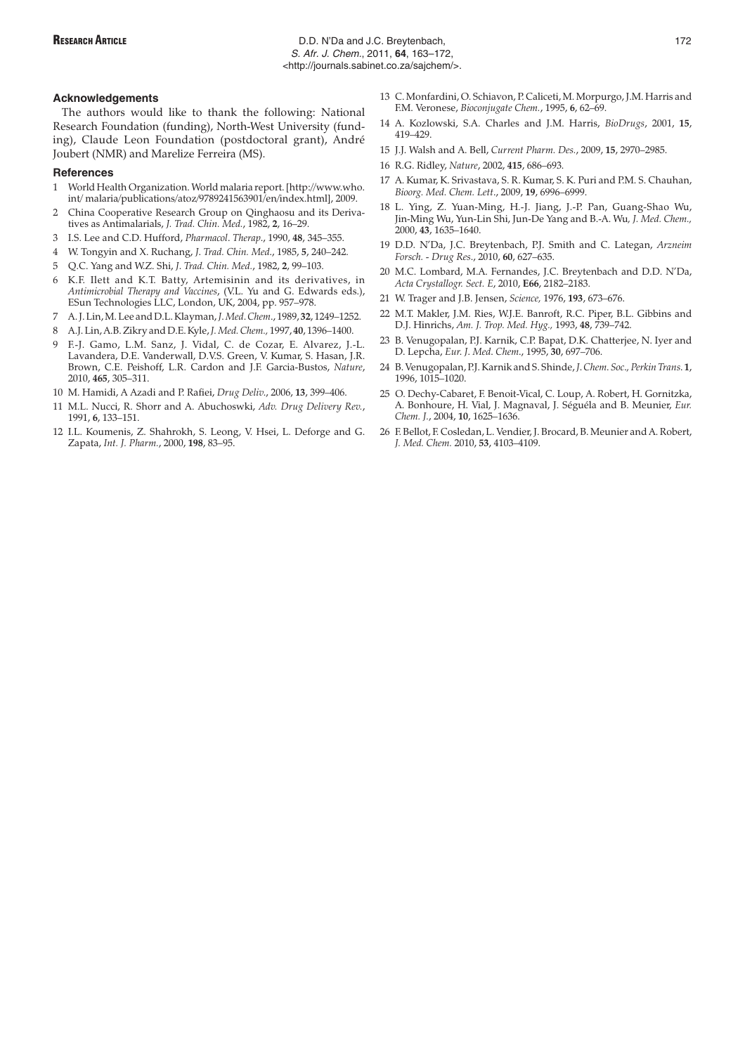## Acknowledgements

The authors would like to thank the following: National Research Foundation (funding), North-West University (funding), Claude Leon Foundation (postdoctoral grant), André Joubert (NMR) and Marelize Ferreira (MS).

## References

1. World Health Organization. World malaria report. [http://www.who.int/ malaria/publications/atoz/9789241563901/en/index.html], 2009.
2. China Cooperative Research Group on Qinghaosu and its Derivatives as Antimalarials, *J. Trad. Chin. Med.*, 1982, **2**, 16–29.
3. I.S. Lee and C.D. Hufford, *Pharmacol. Therap.*, 1990, **48**, 345–355.
4. W. Tongyin and X. Ruchang, *J. Trad. Chin. Med.*, 1985, **5**, 240–242.
5. Q.C. Yang and W.Z. Shi, *J. Trad. Chin. Med.*, 1982, **2**, 99–103.
6. K.F. Ilett and K.T. Batty, Artemisinin and its derivatives, in *Antimicrobial Therapy and Vaccines*, (V.L. Yu and G. Edwards eds.), ESun Technologies LLC, London, UK, 2004, pp. 957–978.
7. A.J. Lin, M. Lee and D.L. Klayman, *J. Med. Chem.*, 1989, **32**, 1249–1252.
8. A.J. Lin, A.B. Zikry and D.E. Kyle, *J. Med. Chem.*, 1997, **40**, 1396–1400.
9. F.-J. Gamo, L.M. Sanz, J. Vidal, C. de Cozar, E. Alvarez, J.-L. Lavandera, D.E. Vanderwall, D.V.S. Green, V. Kumar, S. Hasan, J.R. Brown, C.E. Peishoff, L.R. Cardon and J.F. Garcia-Bustos, *Nature*, 2010, **465**, 305–311.
10. M. Hamidi, A Azadi and P. Rafiei, *Drug Deliv.*, 2006, **13**, 399–406.
11. M.L. Nucci, R. Shorr and A. Abuchoswki, *Adv. Drug Delivery Rev.*, 1991, **6**, 133–151.
12. I.L. Koumenis, Z. Shahrokh, S. Leong, V. Hsei, L. Deforge and G. Zapata, *Int. J. Pharm.*, 2000, **198**, 83–95.
13. C. Monfardini, O. Schiavon, P. Caliceti, M. Morpurgo, J.M. Harris and F.M. Veronese, *Bioconjugate Chem.*, 1995, **6**, 62–69.
14. A. Kozlowski, S.A. Charles and J.M. Harris, *BioDrugs*, 2001, **15**, 419–429.
15. J.J. Walsh and A. Bell, *Current Pharm. Des.*, 2009, **15**, 2970–2985.
16. R.G. Ridley, *Nature*, 2002, **415**, 686–693.
17. A. Kumar, K. Srivastava, S. R. Kumar, S. K. Puri and P.M. S. Chauhan, *Bioorg. Med. Chem. Lett.*, 2009, **19**, 6996–6999.
18. L. Ying, Z. Yuan-Ming, H.-J. Jiang, J.-P. Pan, Guang-Shao Wu, Jin-Ming Wu, Yun-Lin Shi, Jun-De Yang and B.-A. Wu, *J. Med. Chem.*, 2000, **43**, 1635–1640.
19. D.D. N'Da, J.C. Breytenbach, P.J. Smith and C. Lategan, *Arzneim Forsch. - Drug Res.*, 2010, **60**, 627–635.
20. M.C. Lombard, M.A. Fernandes, J.C. Breytenbach and D.D. N'Da, *Acta Crystallogr. Sect. E*, 2010, **E66**, 2182–2183.
21. W. Trager and J.B. Jensen, *Science*, 1976, **193**, 673–676.
22. M.T. Makler, J.M. Ries, W.J.E. Banroft, R.C. Piper, B.L. Gibbins and D.J. Hinrichs, *Am. J. Trop. Med. Hyg.*, 1993, **48**, 739–742.
23. B. Venugopalan, P.J. Karnik, C.P. Bapat, D.K. Chatterjee, N. Iyer and D. Lepcha, *Eur. J. Med. Chem.*, 1995, **30**, 697–706.
24. B. Venugopalan, P.J. Karnik and S. Shinde, *J. Chem. Soc., Perkin Trans.* **1**, 1996, 1015–1020.
25. O. Dechy-Cabaret, F. Benoit-Vical, C. Loup, A. Robert, H. Gornitzka, A. Bonhoure, H. Vial, J. Magnaval, J. Séguéla and B. Meunier, *Eur. Chem. J.*, 2004, **10**, 1625–1636.
26. F. Bellot, F. Cosledan, L. Vendier, J. Brocard, B. Meunier and A. Robert, *J. Med. Chem.* 2010, **53**, 4103–4109.